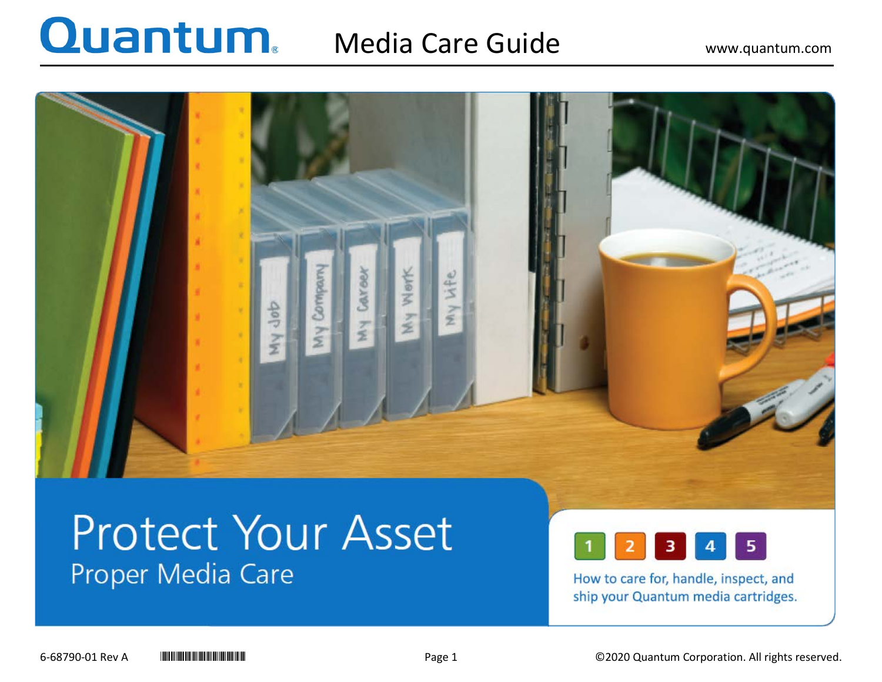# Quantum® Media Care Guide

www.quantum.com

# Protect Your Asset

## Proper Media Care

1 2 3 4 5

How to care for, handle, inspect, and ship your Quantum media cartridges.

6-68790-01 Rev A

©2020 Quantum Corporation. All rights reserved.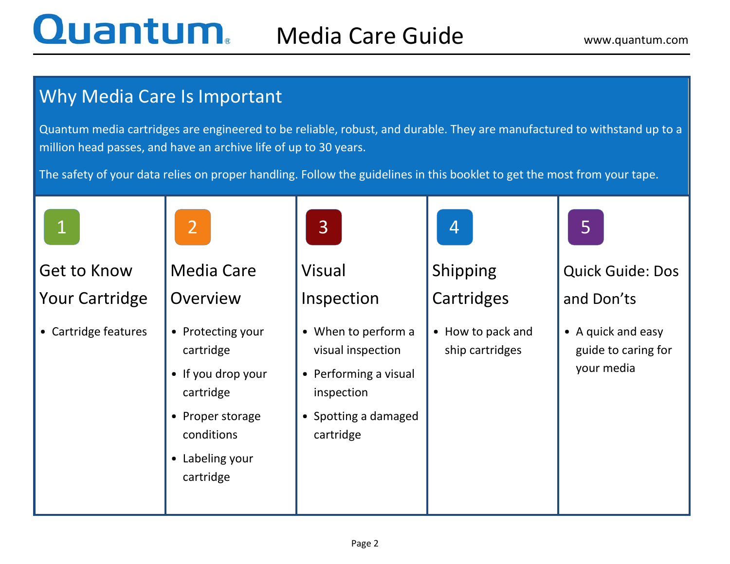# Media Care Guide

## Why Media Care Is Important

Quantum media cartridges are engineered to be reliable, robust, and durable. They are manufactured to withstand up to a million head passes, and have an archive life of up to 30 years.

The safety of your data relies on proper handling. Follow the guidelines in this booklet to get the most from your tape.

### 1 Get to Know Your Cartridge

- Cartridge features

### 2 Media Care Overview

- Protecting your cartridge
- If you drop your cartridge
- Proper storage conditions
- Labeling your cartridge

### 3 Visual Inspection

- When to perform a visual inspection
- Performing a visual inspection
- Spotting a damaged cartridge

### 4 Shipping Cartridges

- How to pack and ship cartridges

### 5 Quick Guide: Dos and Don'ts

- A quick and easy guide to caring for your media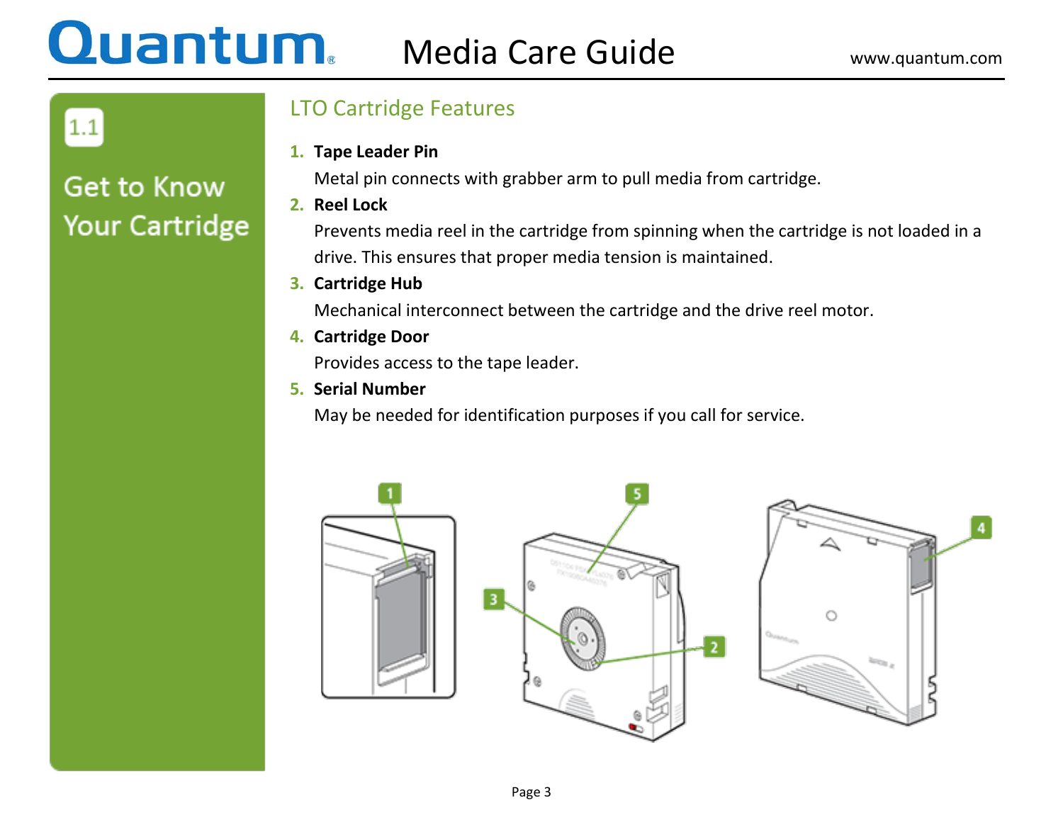## 1.1

## Get to Know Your Cartridge

### LTO Cartridge Features

1. **Tape Leader Pin**
   Metal pin connects with grabber arm to pull media from cartridge.
2. **Reel Lock**
   Prevents media reel in the cartridge from spinning when the cartridge is not loaded in a drive. This ensures that proper media tension is maintained.
3. **Cartridge Hub**
   Mechanical interconnect between the cartridge and the drive reel motor.
4. **Cartridge Door**
   Provides access to the tape leader.
5. **Serial Number**
   May be needed for identification purposes if you call for service.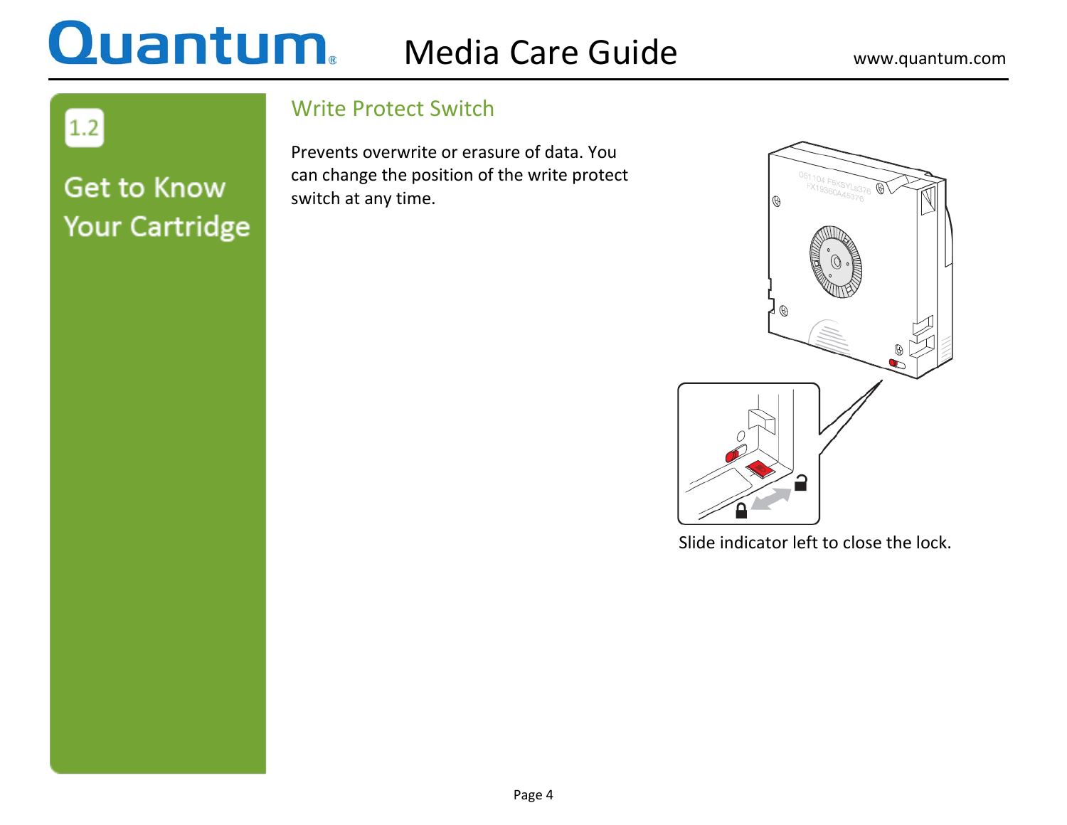## 1.2

# Get to Know Your Cartridge

### Write Protect Switch

Prevents overwrite or erasure of data. You can change the position of the write protect switch at any time.

Slide indicator left to close the lock.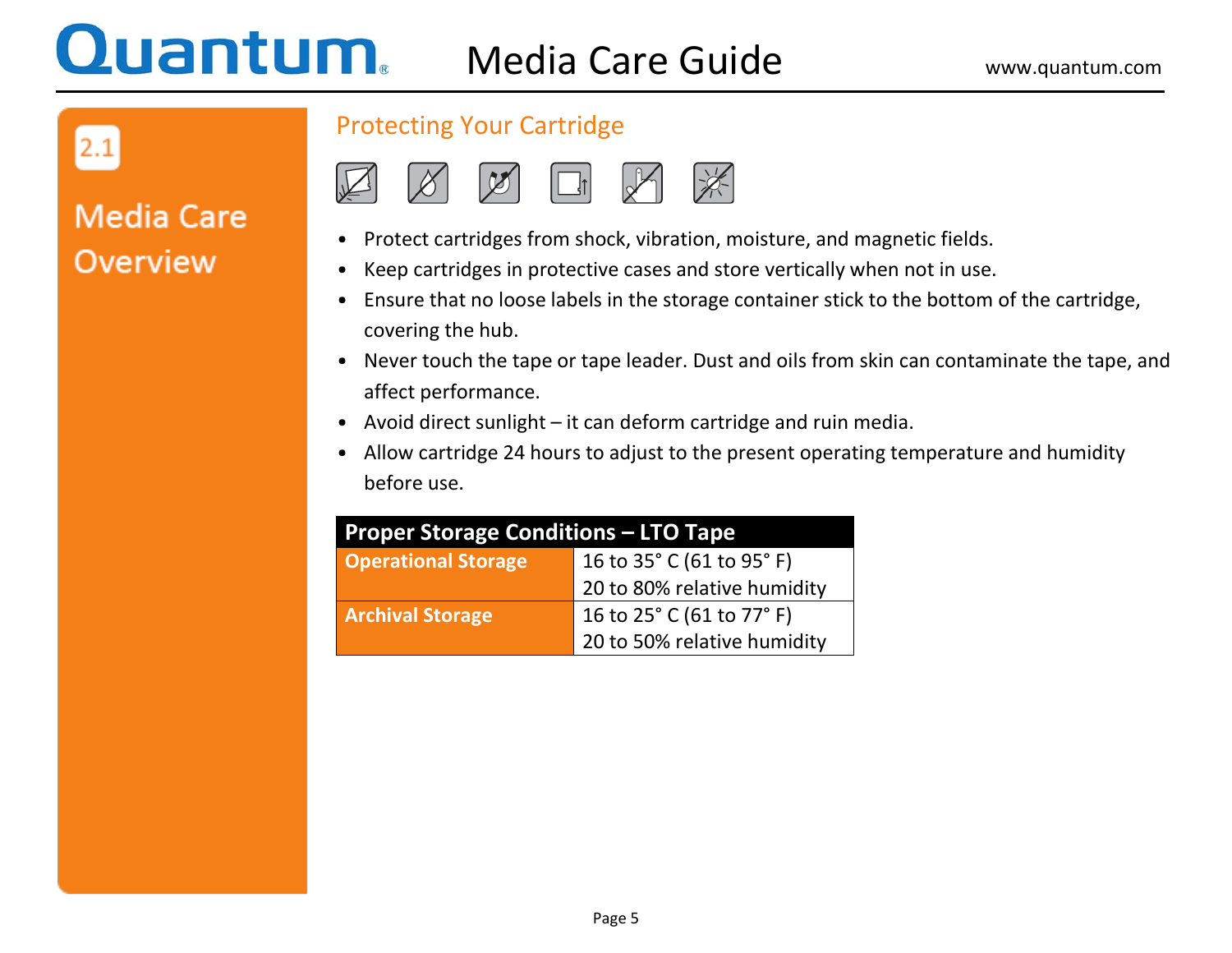## 2.1

# Media Care Overview

## Protecting Your Cartridge

- Protect cartridges from shock, vibration, moisture, and magnetic fields.
- Keep cartridges in protective cases and store vertically when not in use.
- Ensure that no loose labels in the storage container stick to the bottom of the cartridge, covering the hub.
- Never touch the tape or tape leader. Dust and oils from skin can contaminate the tape, and affect performance.
- Avoid direct sunlight – it can deform cartridge and ruin media.
- Allow cartridge 24 hours to adjust to the present operating temperature and humidity before use.

| Proper Storage Conditions – LTO Tape | |
|---|---|
| **Operational Storage** | 16 to 35° C (61 to 95° F)<br>20 to 80% relative humidity |
| **Archival Storage** | 16 to 25° C (61 to 77° F)<br>20 to 50% relative humidity |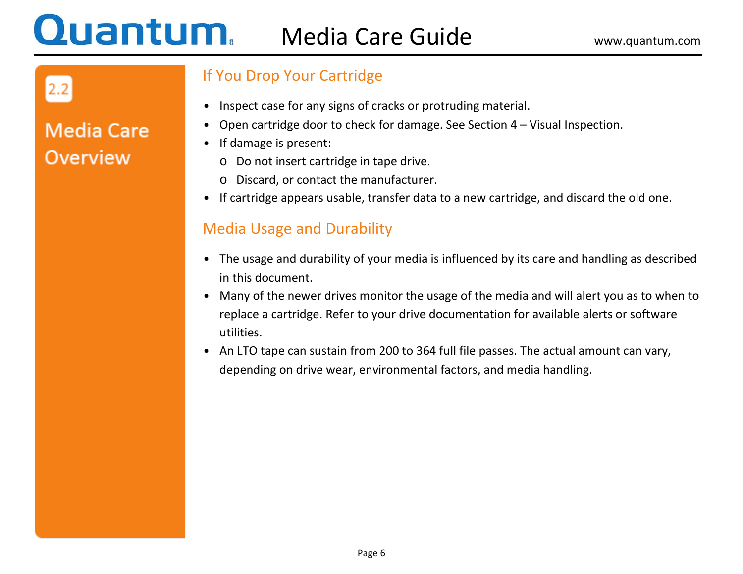## 2.2 Media Care Overview

### If You Drop Your Cartridge

- Inspect case for any signs of cracks or protruding material.
- Open cartridge door to check for damage. See Section 4 – Visual Inspection.
- If damage is present:
  - Do not insert cartridge in tape drive.
  - Discard, or contact the manufacturer.
- If cartridge appears usable, transfer data to a new cartridge, and discard the old one.

### Media Usage and Durability

- The usage and durability of your media is influenced by its care and handling as described in this document.
- Many of the newer drives monitor the usage of the media and will alert you as to when to replace a cartridge. Refer to your drive documentation for available alerts or software utilities.
- An LTO tape can sustain from 200 to 364 full file passes. The actual amount can vary, depending on drive wear, environmental factors, and media handling.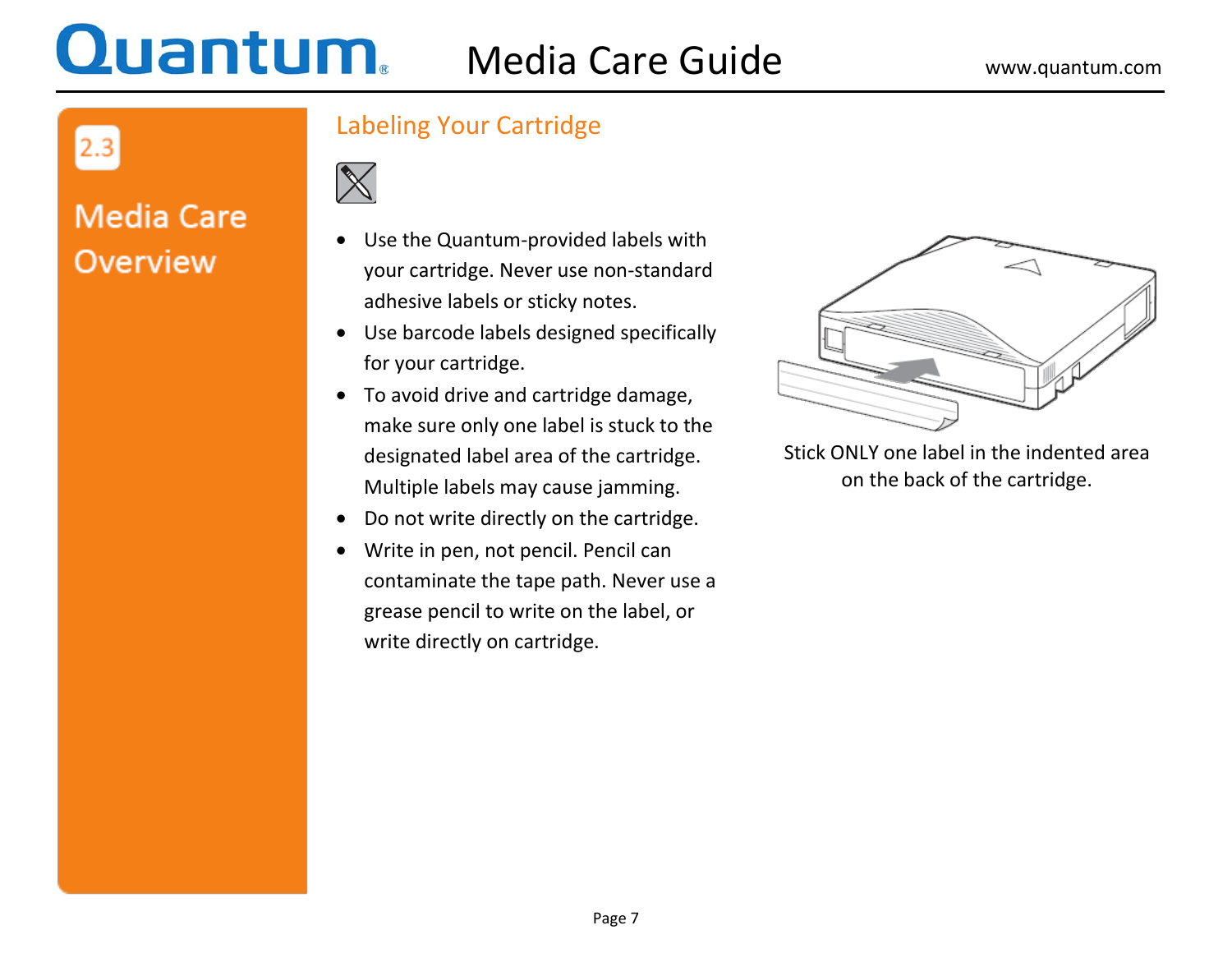## 2.3

# Media Care Overview

## Labeling Your Cartridge

- Use the Quantum-provided labels with your cartridge. Never use non-standard adhesive labels or sticky notes.
- Use barcode labels designed specifically for your cartridge.
- To avoid drive and cartridge damage, make sure only one label is stuck to the designated label area of the cartridge. Multiple labels may cause jamming.
- Do not write directly on the cartridge.
- Write in pen, not pencil. Pencil can contaminate the tape path. Never use a grease pencil to write on the label, or write directly on cartridge.

Stick ONLY one label in the indented area on the back of the cartridge.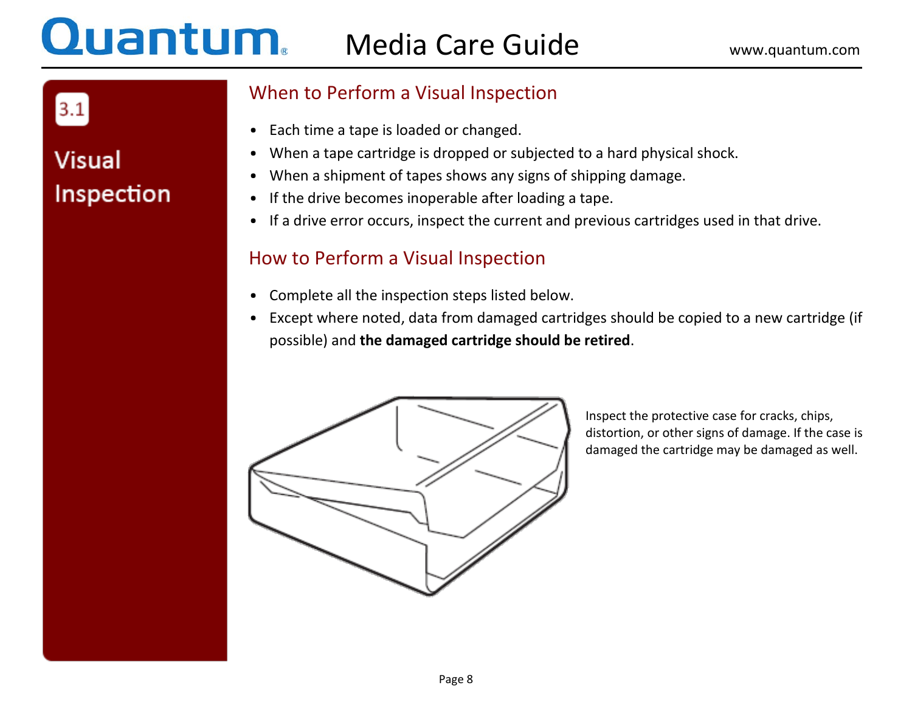# 3.1 Visual Inspection

## When to Perform a Visual Inspection

- Each time a tape is loaded or changed.
- When a tape cartridge is dropped or subjected to a hard physical shock.
- When a shipment of tapes shows any signs of shipping damage.
- If the drive becomes inoperable after loading a tape.
- If a drive error occurs, inspect the current and previous cartridges used in that drive.

## How to Perform a Visual Inspection

- Complete all the inspection steps listed below.
- Except where noted, data from damaged cartridges should be copied to a new cartridge (if possible) and **the damaged cartridge should be retired**.

Inspect the protective case for cracks, chips, distortion, or other signs of damage. If the case is damaged the cartridge may be damaged as well.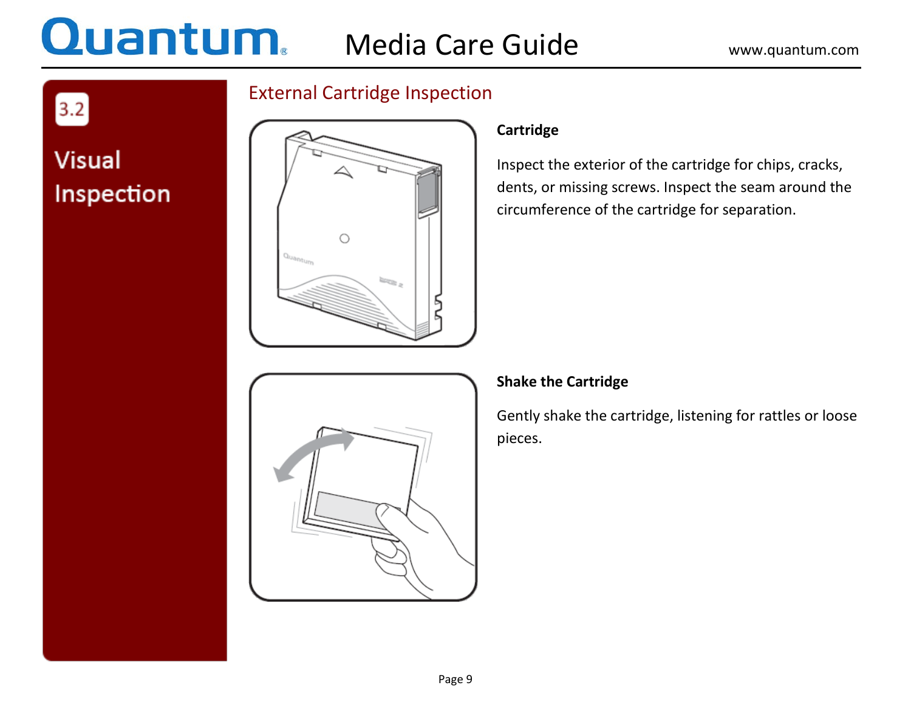# 3.2 Visual Inspection

## External Cartridge Inspection

**Cartridge**

Inspect the exterior of the cartridge for chips, cracks, dents, or missing screws. Inspect the seam around the circumference of the cartridge for separation.

**Shake the Cartridge**

Gently shake the cartridge, listening for rattles or loose pieces.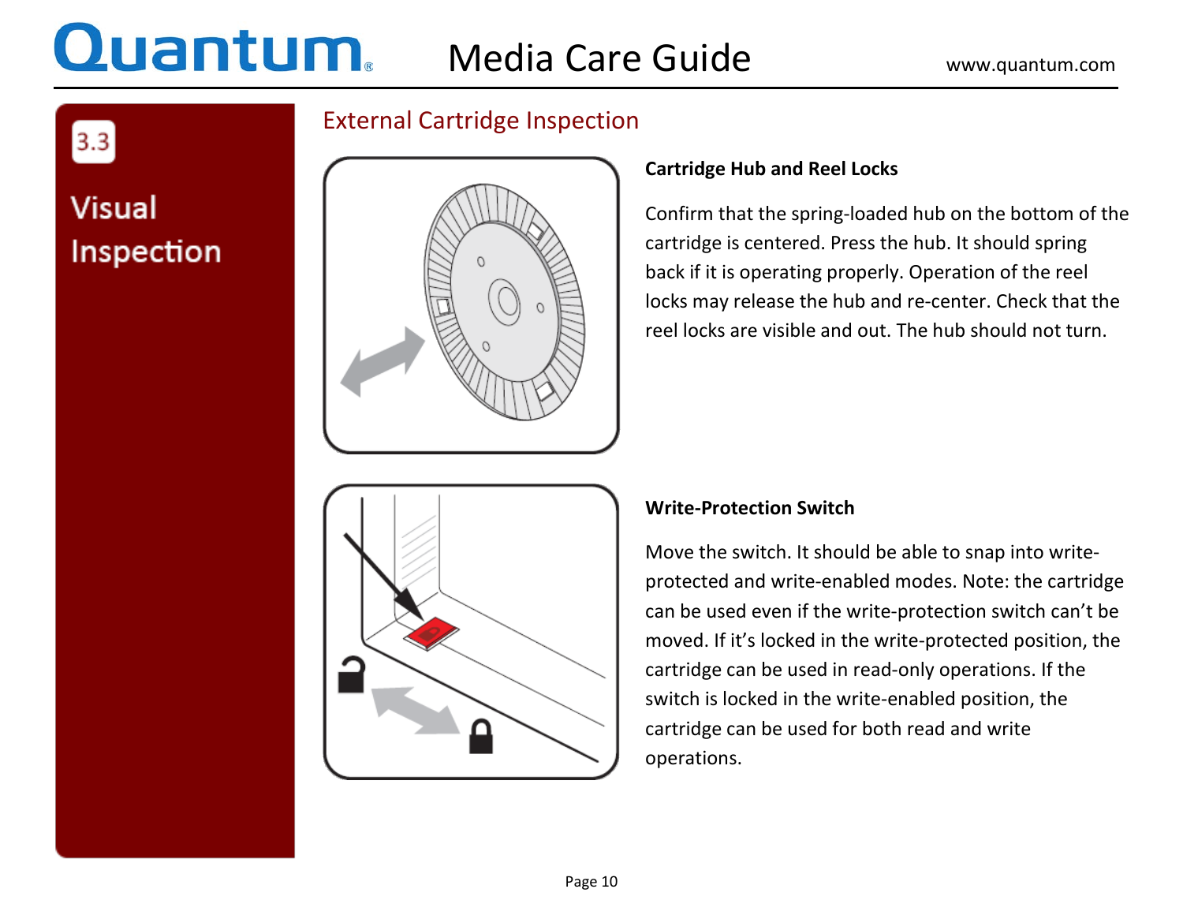## 3.3 Visual Inspection

### External Cartridge Inspection

**Cartridge Hub and Reel Locks**

Confirm that the spring-loaded hub on the bottom of the cartridge is centered. Press the hub. It should spring back if it is operating properly. Operation of the reel locks may release the hub and re-center. Check that the reel locks are visible and out. The hub should not turn.

**Write-Protection Switch**

Move the switch. It should be able to snap into write-protected and write-enabled modes. Note: the cartridge can be used even if the write-protection switch can't be moved. If it's locked in the write-protected position, the cartridge can be used in read-only operations. If the switch is locked in the write-enabled position, the cartridge can be used for both read and write operations.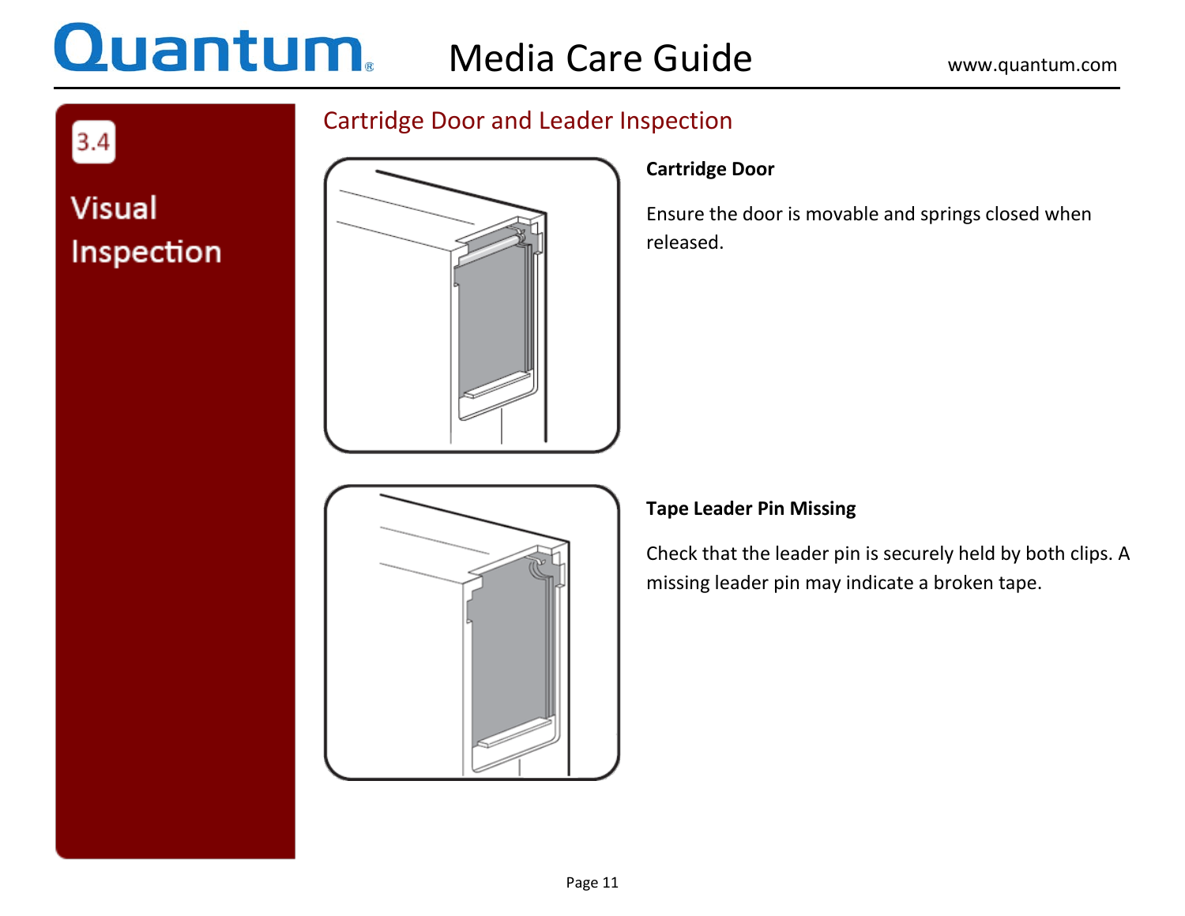## 3.4 Visual Inspection

### Cartridge Door and Leader Inspection

**Cartridge Door**

Ensure the door is movable and springs closed when released.

**Tape Leader Pin Missing**

Check that the leader pin is securely held by both clips. A missing leader pin may indicate a broken tape.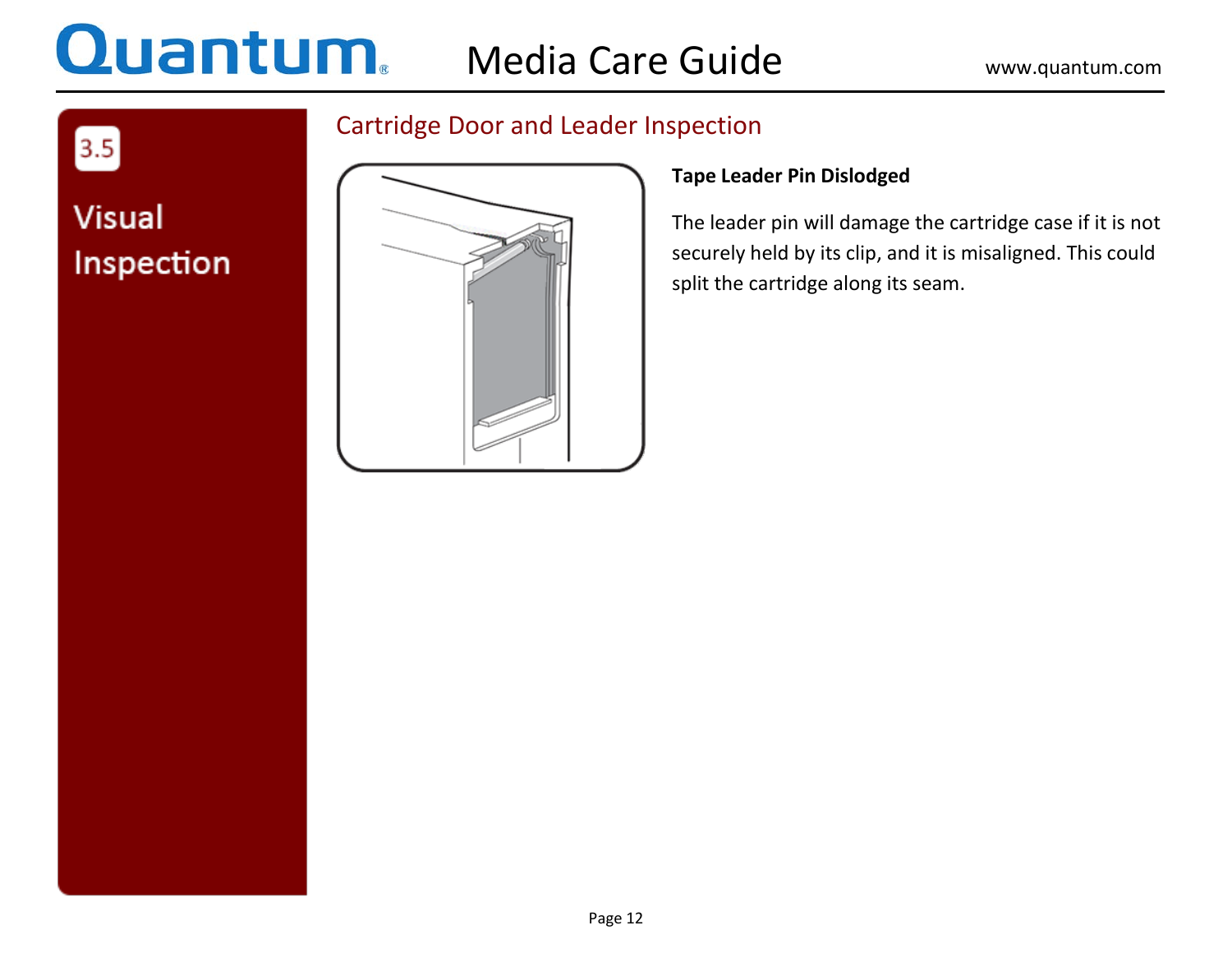## 3.5 Visual Inspection

### Cartridge Door and Leader Inspection

**Tape Leader Pin Dislodged**

The leader pin will damage the cartridge case if it is not securely held by its clip, and it is misaligned. This could split the cartridge along its seam.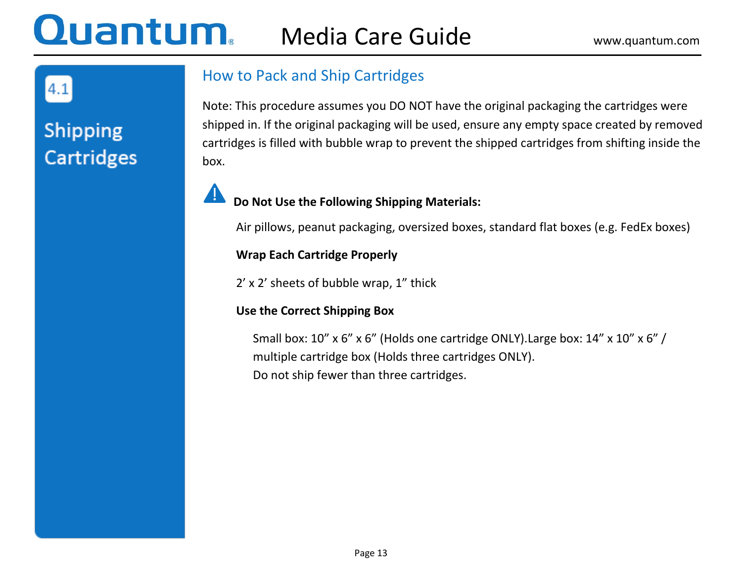## 4.1 Shipping Cartridges

### How to Pack and Ship Cartridges

Note: This procedure assumes you DO NOT have the original packaging the cartridges were shipped in. If the original packaging will be used, ensure any empty space created by removed cartridges is filled with bubble wrap to prevent the shipped cartridges from shifting inside the box.

**Do Not Use the Following Shipping Materials:**

Air pillows, peanut packaging, oversized boxes, standard flat boxes (e.g. FedEx boxes)

**Wrap Each Cartridge Properly**

2' x 2' sheets of bubble wrap, 1" thick

**Use the Correct Shipping Box**

Small box: 10" x 6" x 6" (Holds one cartridge ONLY).Large box: 14" x 10" x 6" / multiple cartridge box (Holds three cartridges ONLY).
Do not ship fewer than three cartridges.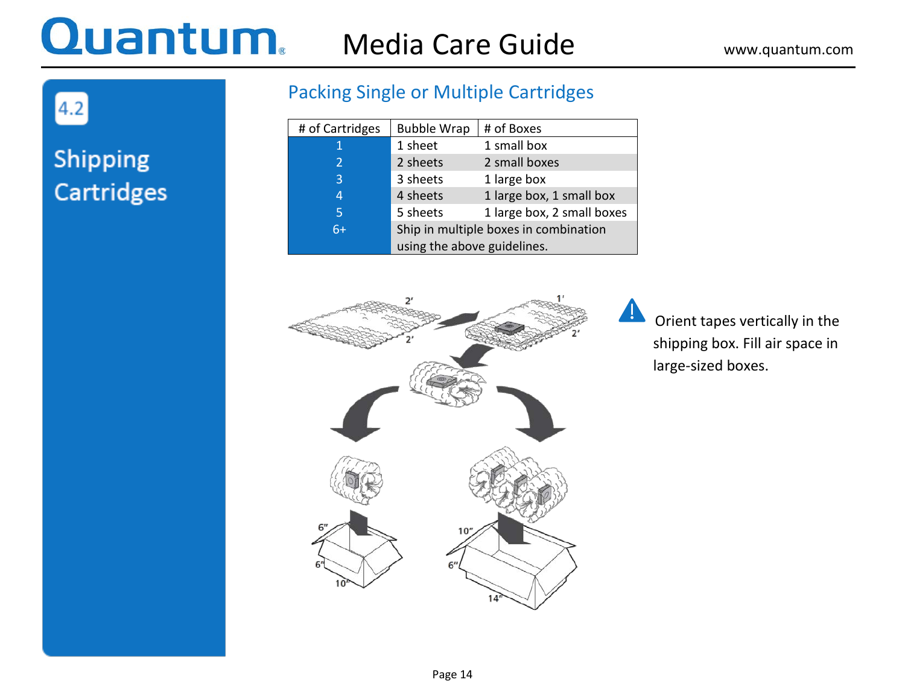## 4.2 Shipping Cartridges

### Packing Single or Multiple Cartridges

| # of Cartridges | Bubble Wrap | # of Boxes |
|---|---|---|
| 1 | 1 sheet | 1 small box |
| 2 | 2 sheets | 2 small boxes |
| 3 | 3 sheets | 1 large box |
| 4 | 4 sheets | 1 large box, 1 small box |
| 5 | 5 sheets | 1 large box, 2 small boxes |
| 6+ | Ship in multiple boxes in combination using the above guidelines. | |

Orient tapes vertically in the shipping box. Fill air space in large-sized boxes.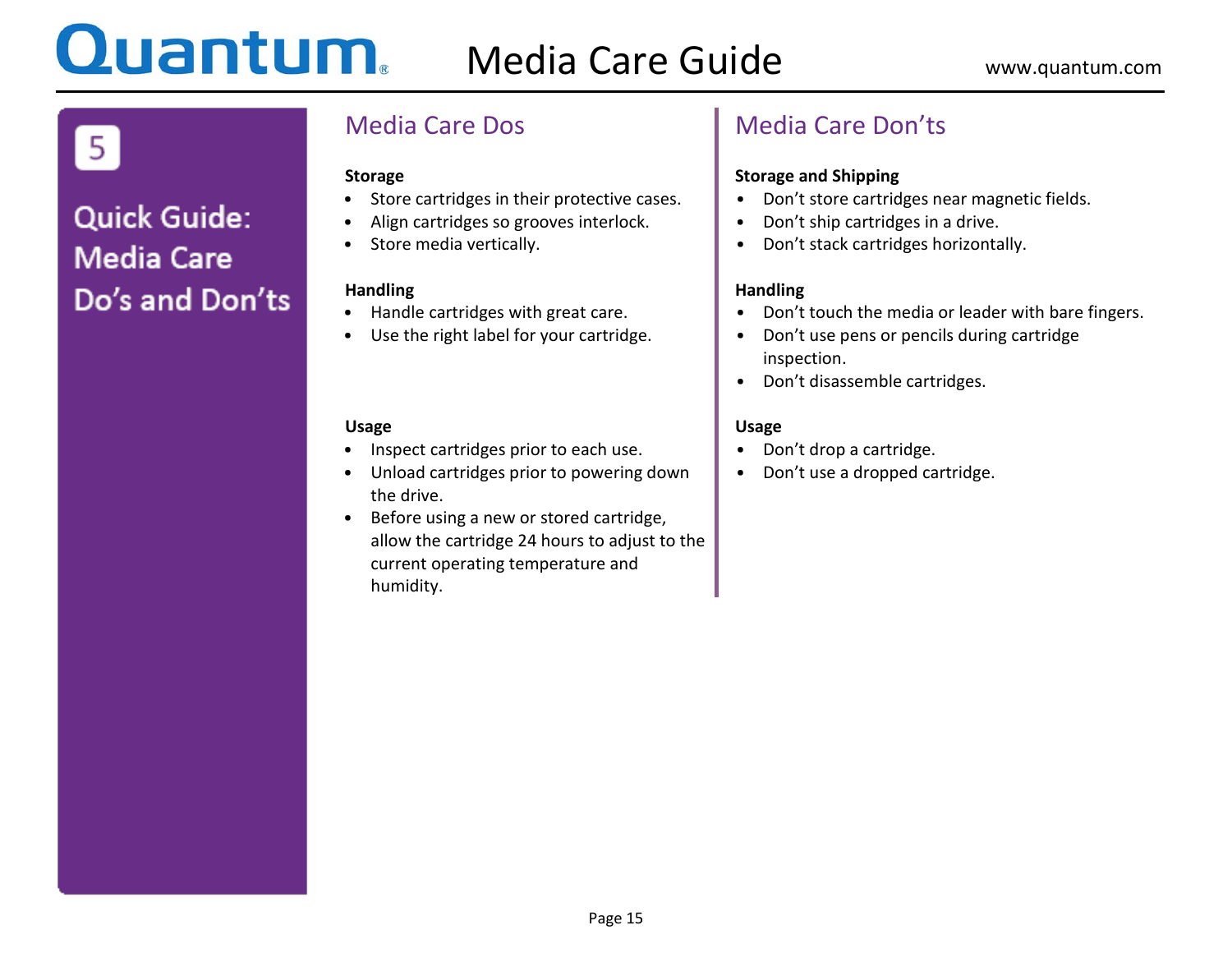# 5

# Quick Guide: Media Care Do's and Don'ts

## Media Care Dos

**Storage**

- Store cartridges in their protective cases.
- Align cartridges so grooves interlock.
- Store media vertically.

**Handling**

- Handle cartridges with great care.
- Use the right label for your cartridge.

**Usage**

- Inspect cartridges prior to each use.
- Unload cartridges prior to powering down the drive.
- Before using a new or stored cartridge, allow the cartridge 24 hours to adjust to the current operating temperature and humidity.

## Media Care Don'ts

**Storage and Shipping**

- Don't store cartridges near magnetic fields.
- Don't ship cartridges in a drive.
- Don't stack cartridges horizontally.

**Handling**

- Don't touch the media or leader with bare fingers.
- Don't use pens or pencils during cartridge inspection.
- Don't disassemble cartridges.

**Usage**

- Don't drop a cartridge.
- Don't use a dropped cartridge.